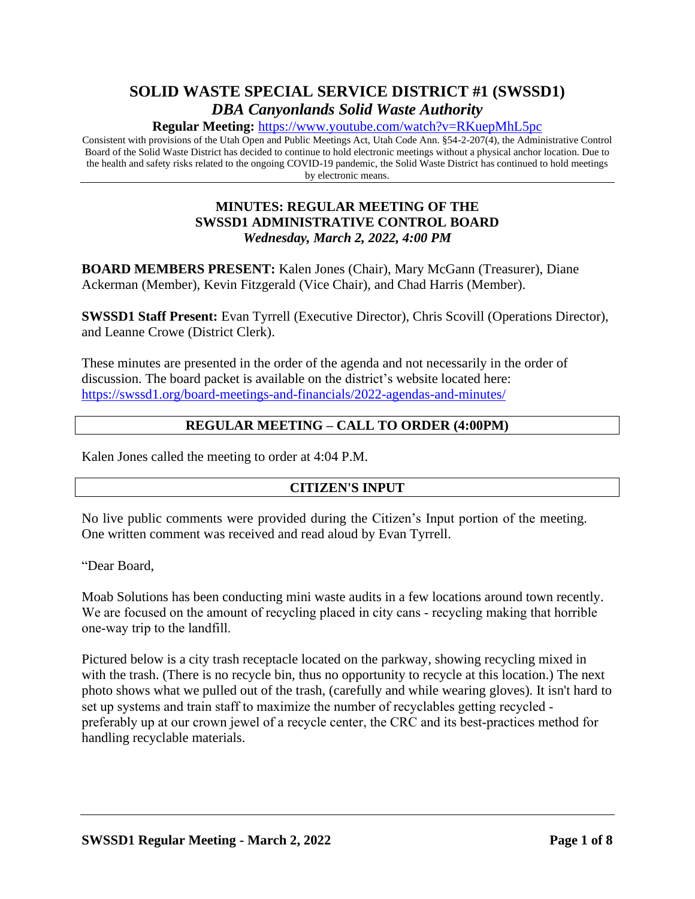# SOLID WASTE SPECIAL SERVICE DISTRICT #1 (SWSSD1)
## *DBA Canyonlands Solid Waste Authority*

**Regular Meeting:** https://www.youtube.com/watch?v=RKuepMhL5pc

Consistent with provisions of the Utah Open and Public Meetings Act, Utah Code Ann. §54-2-207(4), the Administrative Control Board of the Solid Waste District has decided to continue to hold electronic meetings without a physical anchor location. Due to the health and safety risks related to the ongoing COVID-19 pandemic, the Solid Waste District has continued to hold meetings by electronic means.

---

### MINUTES: REGULAR MEETING OF THE SWSSD1 ADMINISTRATIVE CONTROL BOARD
### *Wednesday, March 2, 2022, 4:00 PM*

**BOARD MEMBERS PRESENT:** Kalen Jones (Chair), Mary McGann (Treasurer), Diane Ackerman (Member), Kevin Fitzgerald (Vice Chair), and Chad Harris (Member).

**SWSSD1 Staff Present:** Evan Tyrrell (Executive Director), Chris Scovill (Operations Director), and Leanne Crowe (District Clerk).

These minutes are presented in the order of the agenda and not necessarily in the order of discussion. The board packet is available on the district's website located here: https://swssd1.org/board-meetings-and-financials/2022-agendas-and-minutes/

## REGULAR MEETING – CALL TO ORDER (4:00PM)

Kalen Jones called the meeting to order at 4:04 P.M.

## CITIZEN'S INPUT

No live public comments were provided during the Citizen's Input portion of the meeting. One written comment was received and read aloud by Evan Tyrrell.

"Dear Board,

Moab Solutions has been conducting mini waste audits in a few locations around town recently. We are focused on the amount of recycling placed in city cans - recycling making that horrible one-way trip to the landfill.

Pictured below is a city trash receptacle located on the parkway, showing recycling mixed in with the trash. (There is no recycle bin, thus no opportunity to recycle at this location.) The next photo shows what we pulled out of the trash, (carefully and while wearing gloves). It isn't hard to set up systems and train staff to maximize the number of recyclables getting recycled - preferably up at our crown jewel of a recycle center, the CRC and its best-practices method for handling recyclable materials.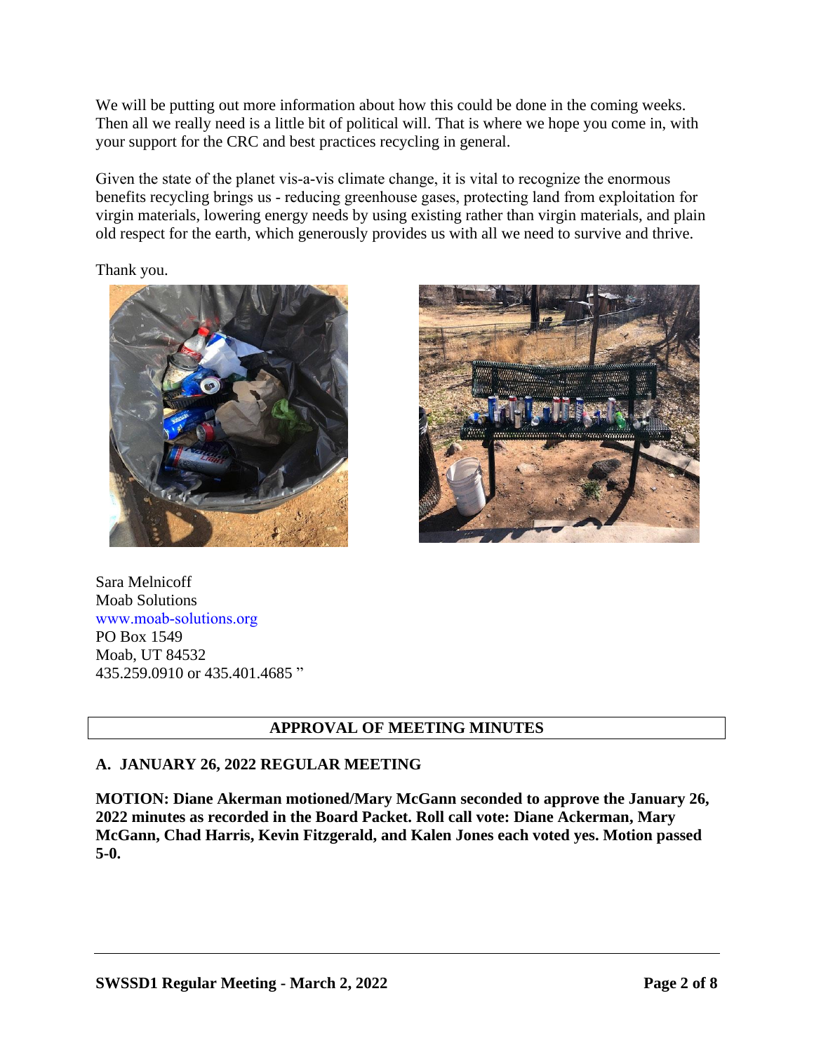We will be putting out more information about how this could be done in the coming weeks. Then all we really need is a little bit of political will. That is where we hope you come in, with your support for the CRC and best practices recycling in general.

Given the state of the planet vis-a-vis climate change, it is vital to recognize the enormous benefits recycling brings us - reducing greenhouse gases, protecting land from exploitation for virgin materials, lowering energy needs by using existing rather than virgin materials, and plain old respect for the earth, which generously provides us with all we need to survive and thrive.

Thank you.

Sara Melnicoff
Moab Solutions
www.moab-solutions.org
PO Box 1549
Moab, UT 84532
435.259.0910 or 435.401.4685 "

## APPROVAL OF MEETING MINUTES

**A. JANUARY 26, 2022 REGULAR MEETING**

**MOTION: Diane Akerman motioned/Mary McGann seconded to approve the January 26, 2022 minutes as recorded in the Board Packet. Roll call vote: Diane Ackerman, Mary McGann, Chad Harris, Kevin Fitzgerald, and Kalen Jones each voted yes. Motion passed 5-0.**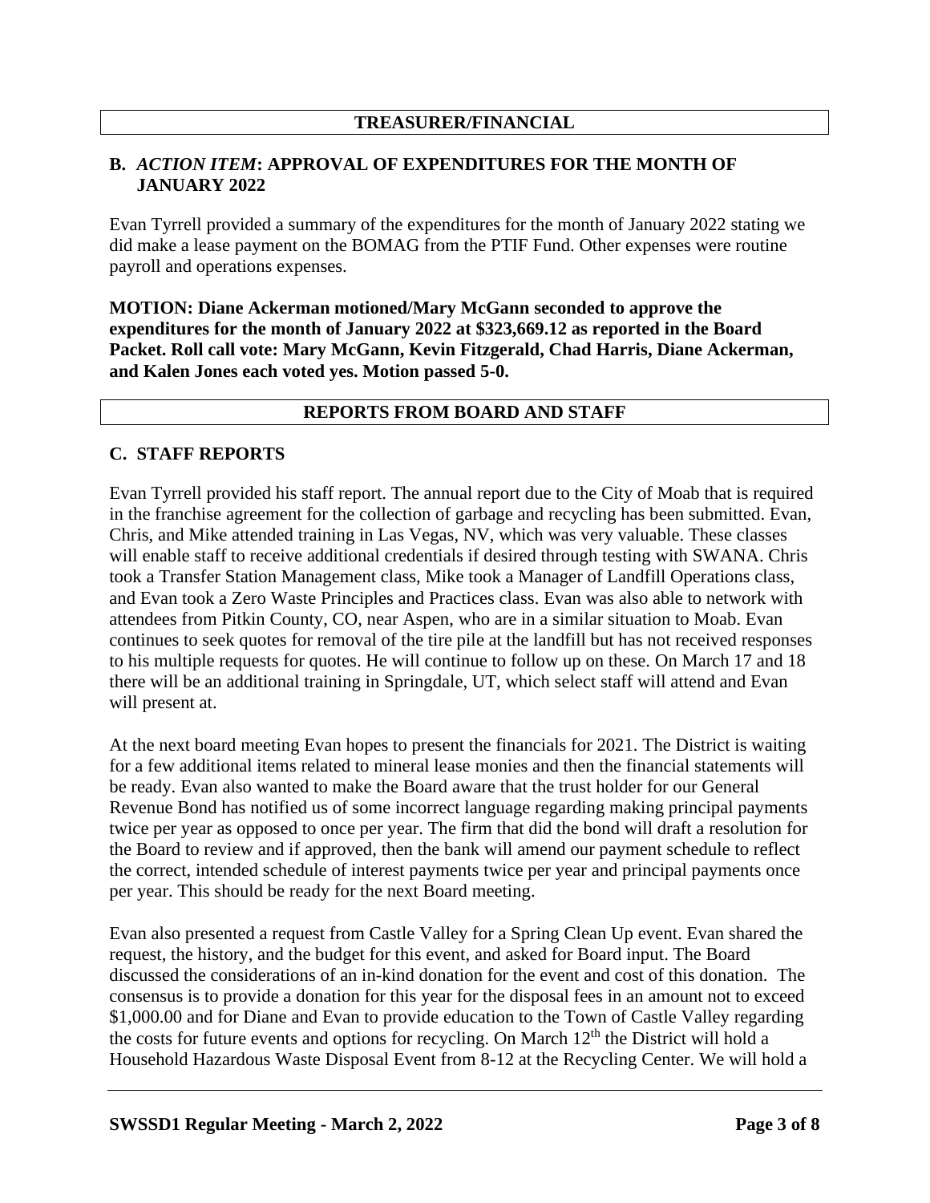## TREASURER/FINANCIAL

### B. *ACTION ITEM*: APPROVAL OF EXPENDITURES FOR THE MONTH OF JANUARY 2022

Evan Tyrrell provided a summary of the expenditures for the month of January 2022 stating we did make a lease payment on the BOMAG from the PTIF Fund. Other expenses were routine payroll and operations expenses.

**MOTION: Diane Ackerman motioned/Mary McGann seconded to approve the expenditures for the month of January 2022 at $323,669.12 as reported in the Board Packet. Roll call vote: Mary McGann, Kevin Fitzgerald, Chad Harris, Diane Ackerman, and Kalen Jones each voted yes. Motion passed 5-0.**

## REPORTS FROM BOARD AND STAFF

### C. STAFF REPORTS

Evan Tyrrell provided his staff report. The annual report due to the City of Moab that is required in the franchise agreement for the collection of garbage and recycling has been submitted. Evan, Chris, and Mike attended training in Las Vegas, NV, which was very valuable. These classes will enable staff to receive additional credentials if desired through testing with SWANA. Chris took a Transfer Station Management class, Mike took a Manager of Landfill Operations class, and Evan took a Zero Waste Principles and Practices class. Evan was also able to network with attendees from Pitkin County, CO, near Aspen, who are in a similar situation to Moab. Evan continues to seek quotes for removal of the tire pile at the landfill but has not received responses to his multiple requests for quotes. He will continue to follow up on these. On March 17 and 18 there will be an additional training in Springdale, UT, which select staff will attend and Evan will present at.

At the next board meeting Evan hopes to present the financials for 2021. The District is waiting for a few additional items related to mineral lease monies and then the financial statements will be ready. Evan also wanted to make the Board aware that the trust holder for our General Revenue Bond has notified us of some incorrect language regarding making principal payments twice per year as opposed to once per year. The firm that did the bond will draft a resolution for the Board to review and if approved, then the bank will amend our payment schedule to reflect the correct, intended schedule of interest payments twice per year and principal payments once per year. This should be ready for the next Board meeting.

Evan also presented a request from Castle Valley for a Spring Clean Up event. Evan shared the request, the history, and the budget for this event, and asked for Board input. The Board discussed the considerations of an in-kind donation for the event and cost of this donation. The consensus is to provide a donation for this year for the disposal fees in an amount not to exceed $1,000.00 and for Diane and Evan to provide education to the Town of Castle Valley regarding the costs for future events and options for recycling. On March 12th the District will hold a Household Hazardous Waste Disposal Event from 8-12 at the Recycling Center. We will hold a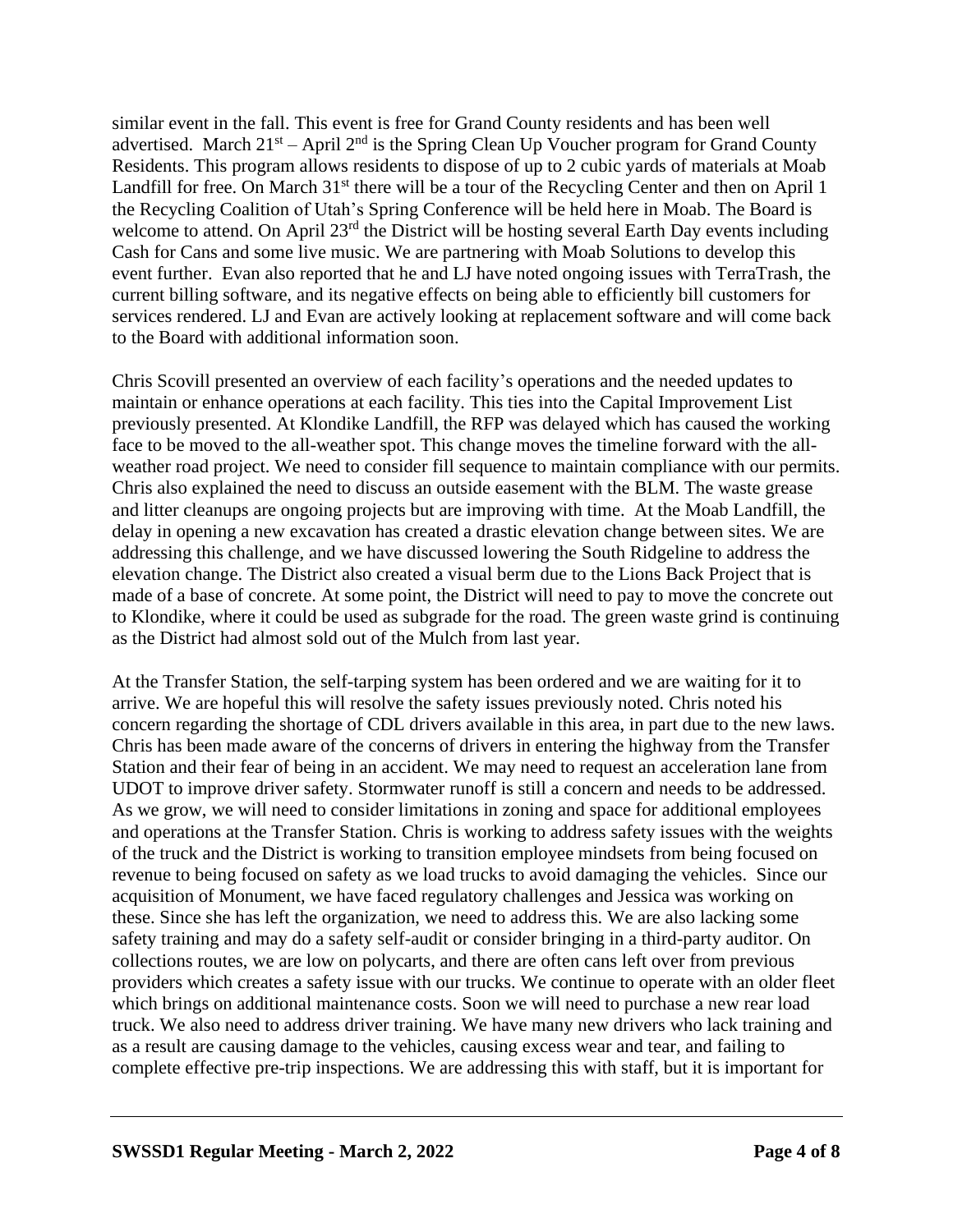similar event in the fall. This event is free for Grand County residents and has been well advertised. March 21st – April 2nd is the Spring Clean Up Voucher program for Grand County Residents. This program allows residents to dispose of up to 2 cubic yards of materials at Moab Landfill for free. On March 31st there will be a tour of the Recycling Center and then on April 1 the Recycling Coalition of Utah's Spring Conference will be held here in Moab. The Board is welcome to attend. On April 23rd the District will be hosting several Earth Day events including Cash for Cans and some live music. We are partnering with Moab Solutions to develop this event further. Evan also reported that he and LJ have noted ongoing issues with TerraTrash, the current billing software, and its negative effects on being able to efficiently bill customers for services rendered. LJ and Evan are actively looking at replacement software and will come back to the Board with additional information soon.

Chris Scovill presented an overview of each facility's operations and the needed updates to maintain or enhance operations at each facility. This ties into the Capital Improvement List previously presented. At Klondike Landfill, the RFP was delayed which has caused the working face to be moved to the all-weather spot. This change moves the timeline forward with the all-weather road project. We need to consider fill sequence to maintain compliance with our permits. Chris also explained the need to discuss an outside easement with the BLM. The waste grease and litter cleanups are ongoing projects but are improving with time. At the Moab Landfill, the delay in opening a new excavation has created a drastic elevation change between sites. We are addressing this challenge, and we have discussed lowering the South Ridgeline to address the elevation change. The District also created a visual berm due to the Lions Back Project that is made of a base of concrete. At some point, the District will need to pay to move the concrete out to Klondike, where it could be used as subgrade for the road. The green waste grind is continuing as the District had almost sold out of the Mulch from last year.

At the Transfer Station, the self-tarping system has been ordered and we are waiting for it to arrive. We are hopeful this will resolve the safety issues previously noted. Chris noted his concern regarding the shortage of CDL drivers available in this area, in part due to the new laws. Chris has been made aware of the concerns of drivers in entering the highway from the Transfer Station and their fear of being in an accident. We may need to request an acceleration lane from UDOT to improve driver safety. Stormwater runoff is still a concern and needs to be addressed. As we grow, we will need to consider limitations in zoning and space for additional employees and operations at the Transfer Station. Chris is working to address safety issues with the weights of the truck and the District is working to transition employee mindsets from being focused on revenue to being focused on safety as we load trucks to avoid damaging the vehicles. Since our acquisition of Monument, we have faced regulatory challenges and Jessica was working on these. Since she has left the organization, we need to address this. We are also lacking some safety training and may do a safety self-audit or consider bringing in a third-party auditor. On collections routes, we are low on polycarts, and there are often cans left over from previous providers which creates a safety issue with our trucks. We continue to operate with an older fleet which brings on additional maintenance costs. Soon we will need to purchase a new rear load truck. We also need to address driver training. We have many new drivers who lack training and as a result are causing damage to the vehicles, causing excess wear and tear, and failing to complete effective pre-trip inspections. We are addressing this with staff, but it is important for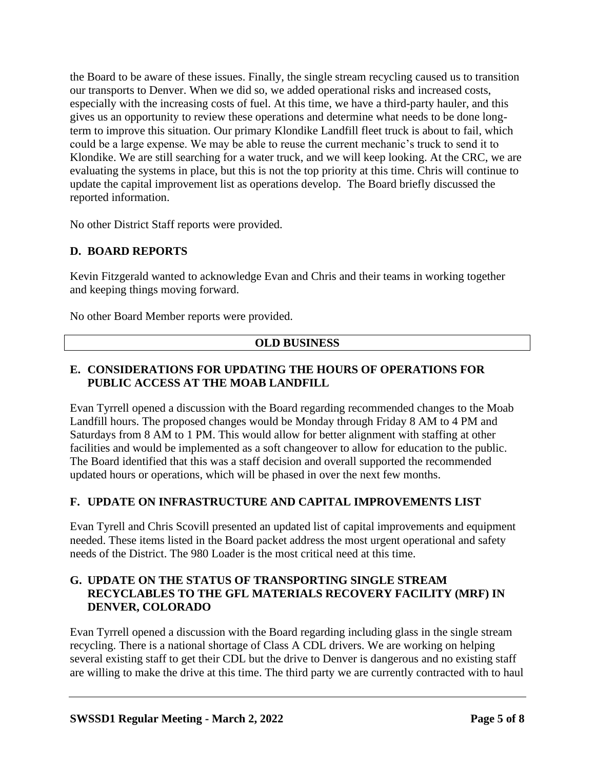the Board to be aware of these issues. Finally, the single stream recycling caused us to transition our transports to Denver. When we did so, we added operational risks and increased costs, especially with the increasing costs of fuel. At this time, we have a third-party hauler, and this gives us an opportunity to review these operations and determine what needs to be done long-term to improve this situation. Our primary Klondike Landfill fleet truck is about to fail, which could be a large expense. We may be able to reuse the current mechanic's truck to send it to Klondike. We are still searching for a water truck, and we will keep looking. At the CRC, we are evaluating the systems in place, but this is not the top priority at this time. Chris will continue to update the capital improvement list as operations develop. The Board briefly discussed the reported information.

No other District Staff reports were provided.

## D. BOARD REPORTS

Kevin Fitzgerald wanted to acknowledge Evan and Chris and their teams in working together and keeping things moving forward.

No other Board Member reports were provided.

## OLD BUSINESS

## E. CONSIDERATIONS FOR UPDATING THE HOURS OF OPERATIONS FOR PUBLIC ACCESS AT THE MOAB LANDFILL

Evan Tyrrell opened a discussion with the Board regarding recommended changes to the Moab Landfill hours. The proposed changes would be Monday through Friday 8 AM to 4 PM and Saturdays from 8 AM to 1 PM. This would allow for better alignment with staffing at other facilities and would be implemented as a soft changeover to allow for education to the public. The Board identified that this was a staff decision and overall supported the recommended updated hours or operations, which will be phased in over the next few months.

## F. UPDATE ON INFRASTRUCTURE AND CAPITAL IMPROVEMENTS LIST

Evan Tyrell and Chris Scovill presented an updated list of capital improvements and equipment needed. These items listed in the Board packet address the most urgent operational and safety needs of the District. The 980 Loader is the most critical need at this time.

## G. UPDATE ON THE STATUS OF TRANSPORTING SINGLE STREAM RECYCLABLES TO THE GFL MATERIALS RECOVERY FACILITY (MRF) IN DENVER, COLORADO

Evan Tyrrell opened a discussion with the Board regarding including glass in the single stream recycling. There is a national shortage of Class A CDL drivers. We are working on helping several existing staff to get their CDL but the drive to Denver is dangerous and no existing staff are willing to make the drive at this time. The third party we are currently contracted with to haul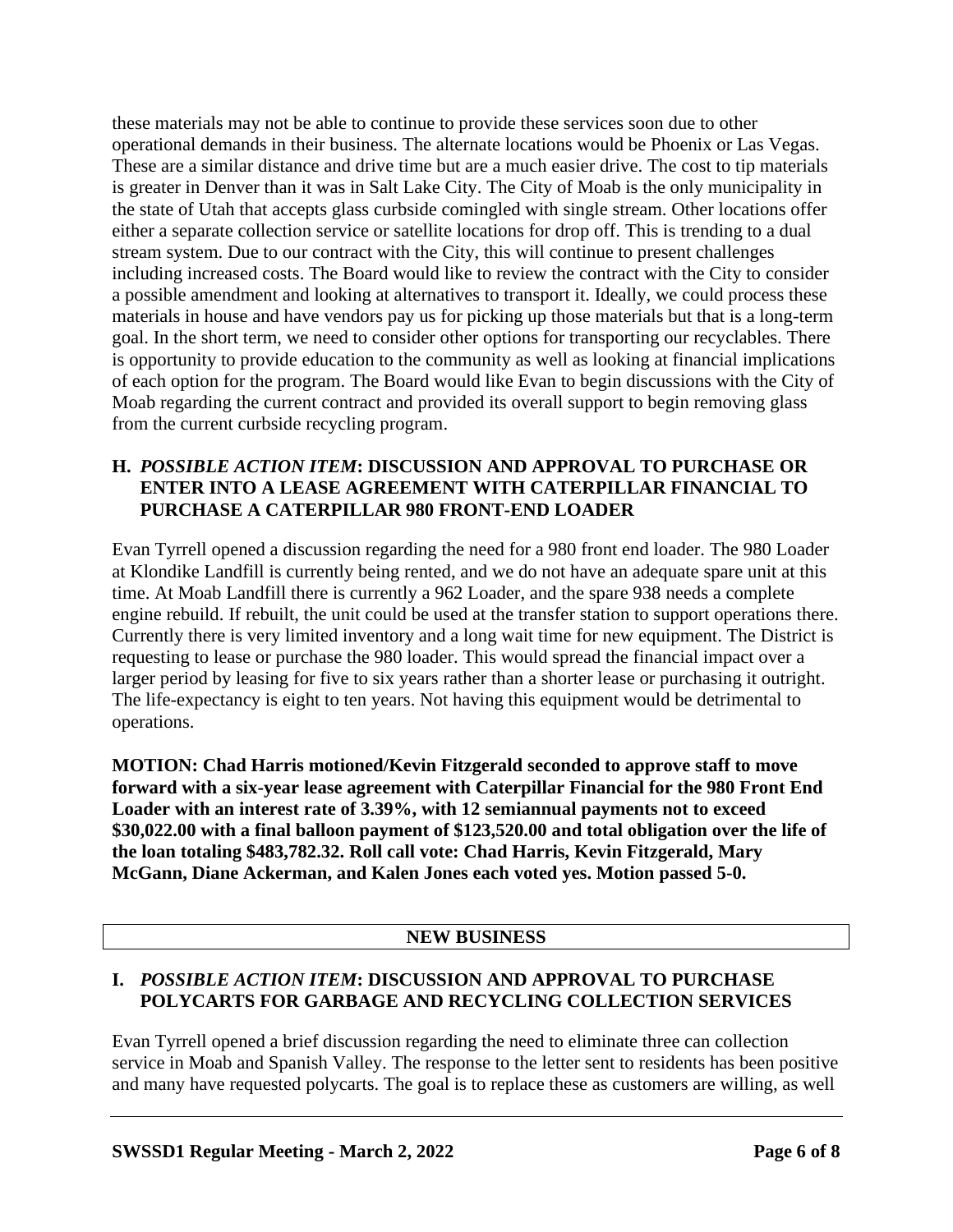these materials may not be able to continue to provide these services soon due to other operational demands in their business. The alternate locations would be Phoenix or Las Vegas. These are a similar distance and drive time but are a much easier drive. The cost to tip materials is greater in Denver than it was in Salt Lake City. The City of Moab is the only municipality in the state of Utah that accepts glass curbside comingled with single stream. Other locations offer either a separate collection service or satellite locations for drop off. This is trending to a dual stream system. Due to our contract with the City, this will continue to present challenges including increased costs. The Board would like to review the contract with the City to consider a possible amendment and looking at alternatives to transport it. Ideally, we could process these materials in house and have vendors pay us for picking up those materials but that is a long-term goal. In the short term, we need to consider other options for transporting our recyclables. There is opportunity to provide education to the community as well as looking at financial implications of each option for the program. The Board would like Evan to begin discussions with the City of Moab regarding the current contract and provided its overall support to begin removing glass from the current curbside recycling program.

### H. *POSSIBLE ACTION ITEM*: DISCUSSION AND APPROVAL TO PURCHASE OR ENTER INTO A LEASE AGREEMENT WITH CATERPILLAR FINANCIAL TO PURCHASE A CATERPILLAR 980 FRONT-END LOADER

Evan Tyrrell opened a discussion regarding the need for a 980 front end loader. The 980 Loader at Klondike Landfill is currently being rented, and we do not have an adequate spare unit at this time. At Moab Landfill there is currently a 962 Loader, and the spare 938 needs a complete engine rebuild. If rebuilt, the unit could be used at the transfer station to support operations there. Currently there is very limited inventory and a long wait time for new equipment. The District is requesting to lease or purchase the 980 loader. This would spread the financial impact over a larger period by leasing for five to six years rather than a shorter lease or purchasing it outright. The life-expectancy is eight to ten years. Not having this equipment would be detrimental to operations.

**MOTION: Chad Harris motioned/Kevin Fitzgerald seconded to approve staff to move forward with a six-year lease agreement with Caterpillar Financial for the 980 Front End Loader with an interest rate of 3.39%, with 12 semiannual payments not to exceed $30,022.00 with a final balloon payment of $123,520.00 and total obligation over the life of the loan totaling $483,782.32. Roll call vote: Chad Harris, Kevin Fitzgerald, Mary McGann, Diane Ackerman, and Kalen Jones each voted yes. Motion passed 5-0.**

## NEW BUSINESS

### I. *POSSIBLE ACTION ITEM*: DISCUSSION AND APPROVAL TO PURCHASE POLYCARTS FOR GARBAGE AND RECYCLING COLLECTION SERVICES

Evan Tyrrell opened a brief discussion regarding the need to eliminate three can collection service in Moab and Spanish Valley. The response to the letter sent to residents has been positive and many have requested polycarts. The goal is to replace these as customers are willing, as well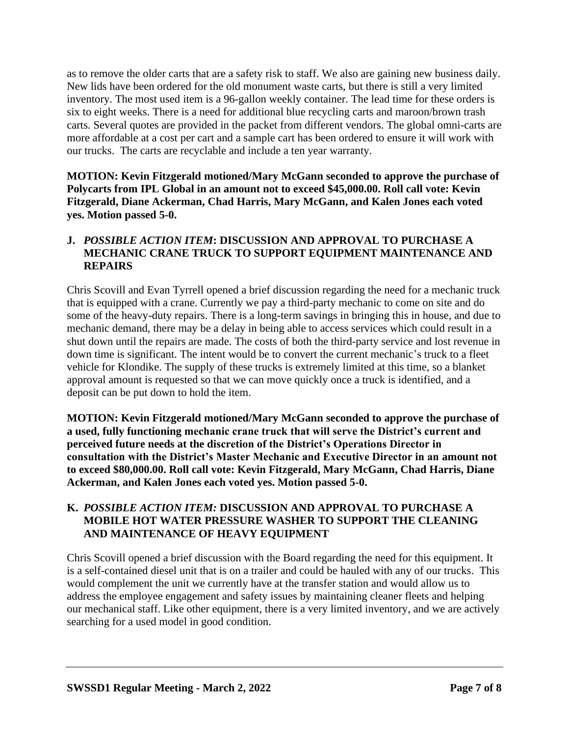as to remove the older carts that are a safety risk to staff. We also are gaining new business daily. New lids have been ordered for the old monument waste carts, but there is still a very limited inventory. The most used item is a 96-gallon weekly container. The lead time for these orders is six to eight weeks. There is a need for additional blue recycling carts and maroon/brown trash carts. Several quotes are provided in the packet from different vendors. The global omni-carts are more affordable at a cost per cart and a sample cart has been ordered to ensure it will work with our trucks. The carts are recyclable and include a ten year warranty.

**MOTION: Kevin Fitzgerald motioned/Mary McGann seconded to approve the purchase of Polycarts from IPL Global in an amount not to exceed $45,000.00. Roll call vote: Kevin Fitzgerald, Diane Ackerman, Chad Harris, Mary McGann, and Kalen Jones each voted yes. Motion passed 5-0.**

### J. *POSSIBLE ACTION ITEM*: DISCUSSION AND APPROVAL TO PURCHASE A MECHANIC CRANE TRUCK TO SUPPORT EQUIPMENT MAINTENANCE AND REPAIRS

Chris Scovill and Evan Tyrrell opened a brief discussion regarding the need for a mechanic truck that is equipped with a crane. Currently we pay a third-party mechanic to come on site and do some of the heavy-duty repairs. There is a long-term savings in bringing this in house, and due to mechanic demand, there may be a delay in being able to access services which could result in a shut down until the repairs are made. The costs of both the third-party service and lost revenue in down time is significant. The intent would be to convert the current mechanic's truck to a fleet vehicle for Klondike. The supply of these trucks is extremely limited at this time, so a blanket approval amount is requested so that we can move quickly once a truck is identified, and a deposit can be put down to hold the item.

**MOTION: Kevin Fitzgerald motioned/Mary McGann seconded to approve the purchase of a used, fully functioning mechanic crane truck that will serve the District's current and perceived future needs at the discretion of the District's Operations Director in consultation with the District's Master Mechanic and Executive Director in an amount not to exceed $80,000.00. Roll call vote: Kevin Fitzgerald, Mary McGann, Chad Harris, Diane Ackerman, and Kalen Jones each voted yes. Motion passed 5-0.**

### K. *POSSIBLE ACTION ITEM:* DISCUSSION AND APPROVAL TO PURCHASE A MOBILE HOT WATER PRESSURE WASHER TO SUPPORT THE CLEANING AND MAINTENANCE OF HEAVY EQUIPMENT

Chris Scovill opened a brief discussion with the Board regarding the need for this equipment. It is a self-contained diesel unit that is on a trailer and could be hauled with any of our trucks. This would complement the unit we currently have at the transfer station and would allow us to address the employee engagement and safety issues by maintaining cleaner fleets and helping our mechanical staff. Like other equipment, there is a very limited inventory, and we are actively searching for a used model in good condition.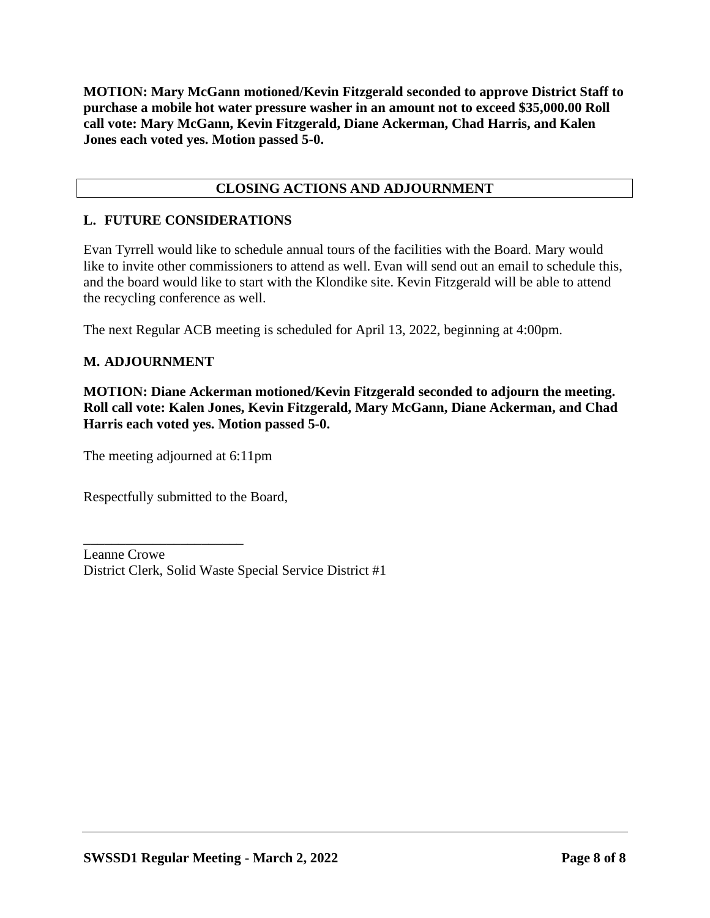**MOTION: Mary McGann motioned/Kevin Fitzgerald seconded to approve District Staff to purchase a mobile hot water pressure washer in an amount not to exceed $35,000.00 Roll call vote: Mary McGann, Kevin Fitzgerald, Diane Ackerman, Chad Harris, and Kalen Jones each voted yes. Motion passed 5-0.**

## CLOSING ACTIONS AND ADJOURNMENT

### L. FUTURE CONSIDERATIONS

Evan Tyrrell would like to schedule annual tours of the facilities with the Board. Mary would like to invite other commissioners to attend as well. Evan will send out an email to schedule this, and the board would like to start with the Klondike site. Kevin Fitzgerald will be able to attend the recycling conference as well.

The next Regular ACB meeting is scheduled for April 13, 2022, beginning at 4:00pm.

### M. ADJOURNMENT

**MOTION: Diane Ackerman motioned/Kevin Fitzgerald seconded to adjourn the meeting. Roll call vote: Kalen Jones, Kevin Fitzgerald, Mary McGann, Diane Ackerman, and Chad Harris each voted yes. Motion passed 5-0.**

The meeting adjourned at 6:11pm

Respectfully submitted to the Board,

_______________________
Leanne Crowe
District Clerk, Solid Waste Special Service District #1